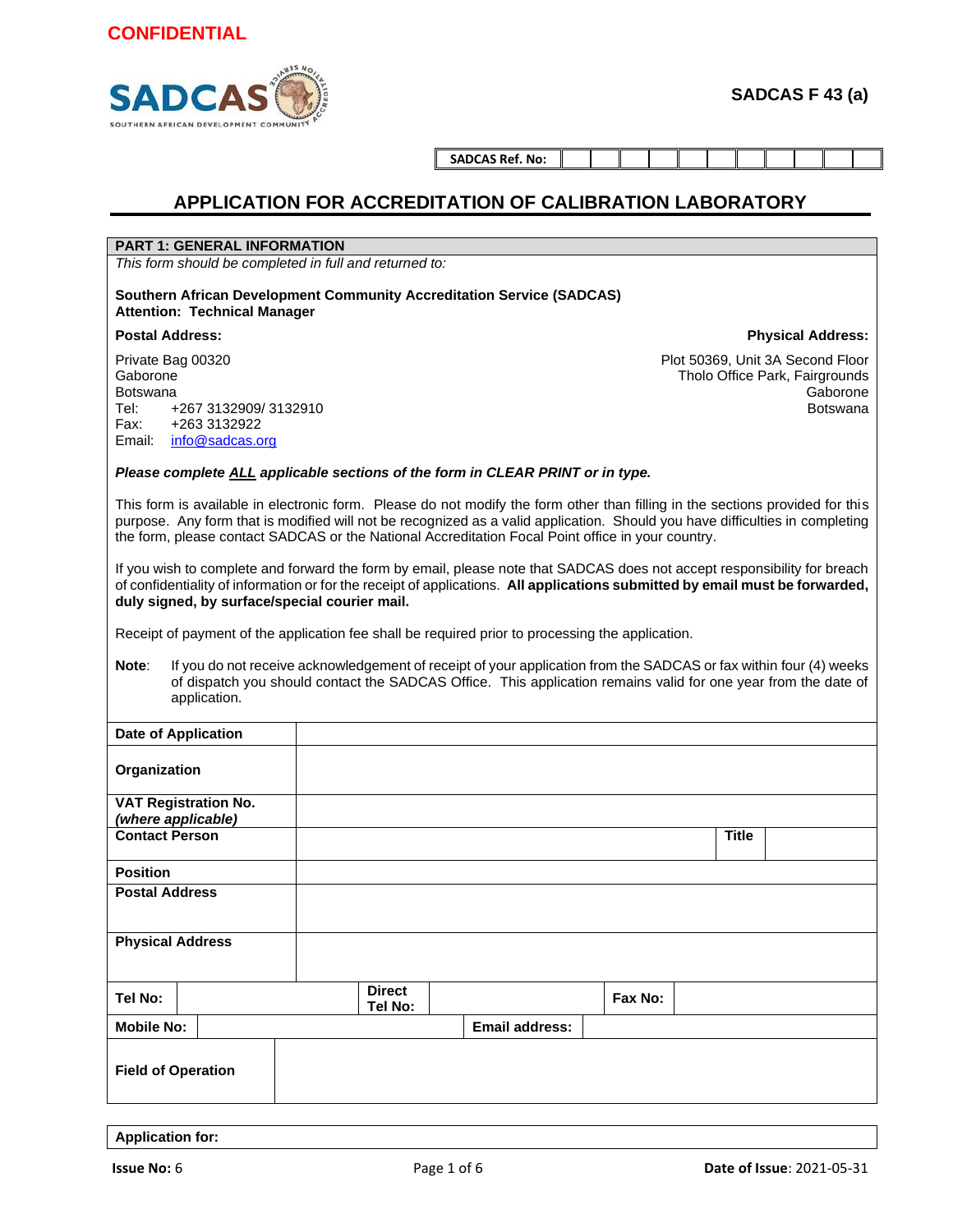**CONFIDENTIAL**

SADCAS

SOUTHERN AFRICAN DEVELOPMENT COMMUNITY

**SADCAS F 43 (a)**

| SADCAS Ref. No: | | | | | | | | | | | |
|---|---|---|---|---|---|---|---|---|---|---|---|

# APPLICATION FOR ACCREDITATION OF CALIBRATION LABORATORY

## PART 1: GENERAL INFORMATION

*This form should be completed in full and returned to:*

**Southern African Development Community Accreditation Service (SADCAS)**
**Attention: Technical Manager**

**Postal Address:**

Private Bag 00320
Gaborone
Botswana
Tel: +267 3132909/ 3132910
Fax: +263 3132922
Email: info@sadcas.org

**Physical Address:**

Plot 50369, Unit 3A Second Floor
Tholo Office Park, Fairgrounds
Gaborone
Botswana

***Please complete ALL applicable sections of the form in CLEAR PRINT or in type.***

This form is available in electronic form. Please do not modify the form other than filling in the sections provided for this purpose. Any form that is modified will not be recognized as a valid application. Should you have difficulties in completing the form, please contact SADCAS or the National Accreditation Focal Point office in your country.

If you wish to complete and forward the form by email, please note that SADCAS does not accept responsibility for breach of confidentiality of information or for the receipt of applications. **All applications submitted by email must be forwarded, duly signed, by surface/special courier mail.**

Receipt of payment of the application fee shall be required prior to processing the application.

**Note**: If you do not receive acknowledgement of receipt of your application from the SADCAS or fax within four (4) weeks of dispatch you should contact the SADCAS Office. This application remains valid for one year from the date of application.

| | | | | | |
|---|---|---|---|---|---|
| **Date of Application** | | | | | |
| **Organization** | | | | | |
| **VAT Registration No. *(where applicable)*** | | | | | |
| **Contact Person** | | | | **Title** | |
| **Position** | | | | | |
| **Postal Address** | | | | | |
| **Physical Address** | | | | | |
| **Tel No:** | | **Direct Tel No:** | | **Fax No:** | |
| **Mobile No:** | | **Email address:** | | | |
| **Field of Operation** | | | | | |

| **Application for:** |
|---|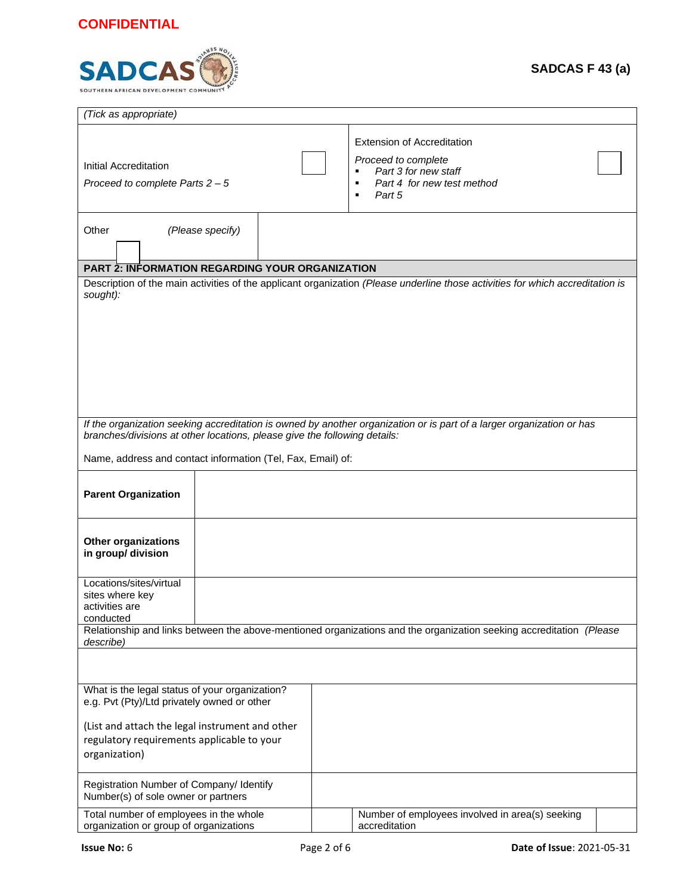CONFIDENTIAL

SADCAS F 43 (a)

| *(Tick as appropriate)* | | | |
|---|---|---|---|
| Initial Accreditation<br>*Proceed to complete Parts 2 – 5* | ☐ | Extension of Accreditation<br>*Proceed to complete*<br>▪ *Part 3 for new staff*<br>▪ *Part 4 for new test method*<br>▪ *Part 5* | ☐ |
| Other ☐ *(Please specify)* | | | |

## PART 2: INFORMATION REGARDING YOUR ORGANIZATION

Description of the main activities of the applicant organization *(Please underline those activities for which accreditation is sought):*

*If the organization seeking accreditation is owned by another organization or is part of a larger organization or has branches/divisions at other locations, please give the following details:*

Name, address and contact information (Tel, Fax, Email) of:

| | |
|---|---|
| **Parent Organization** | |
| **Other organizations in group/ division** | |
| Locations/sites/virtual sites where key activities are conducted | |

Relationship and links between the above-mentioned organizations and the organization seeking accreditation *(Please describe)*

| | | | |
|---|---|---|---|
| What is the legal status of your organization? e.g. Pvt (Pty)/Ltd privately owned or other<br><br>(List and attach the legal instrument and other regulatory requirements applicable to your organization) | | | |
| Registration Number of Company/ Identify Number(s) of sole owner or partners | | | |
| Total number of employees in the whole organization or group of organizations | | Number of employees involved in area(s) seeking accreditation | |

**Issue No:** 6 **Date of Issue**: 2021-05-31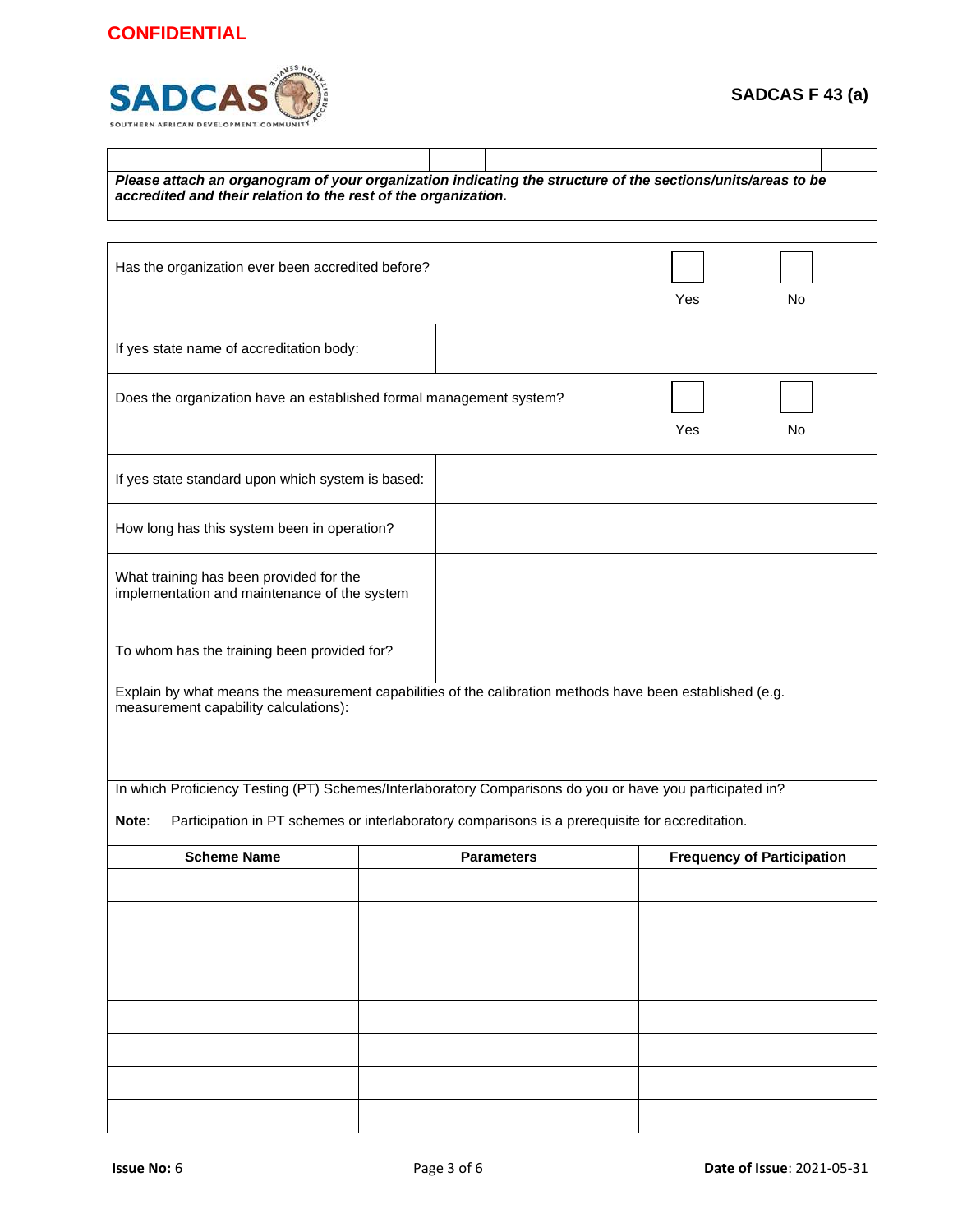CONFIDENTIAL

**SADCAS F 43 (a)**

| | | | |
|---|---|---|---|

***Please attach an organogram of your organization indicating the structure of the sections/units/areas to be accredited and their relation to the rest of the organization.***

| | | |
|---|---|---|
| Has the organization ever been accredited before? | ☐ Yes | ☐ No |
| If yes state name of accreditation body: | | |
| Does the organization have an established formal management system? | ☐ Yes | ☐ No |
| If yes state standard upon which system is based: | | |
| How long has this system been in operation? | | |
| What training has been provided for the implementation and maintenance of the system | | |
| To whom has the training been provided for? | | |

Explain by what means the measurement capabilities of the calibration methods have been established (e.g. measurement capability calculations):

In which Proficiency Testing (PT) Schemes/Interlaboratory Comparisons do you or have you participated in?

**Note**: Participation in PT schemes or interlaboratory comparisons is a prerequisite for accreditation.

| Scheme Name | Parameters | Frequency of Participation |
|---|---|---|
| | | |
| | | |
| | | |
| | | |
| | | |
| | | |
| | | |
| | | |

**Issue No:** 6

**Date of Issue**: 2021-05-31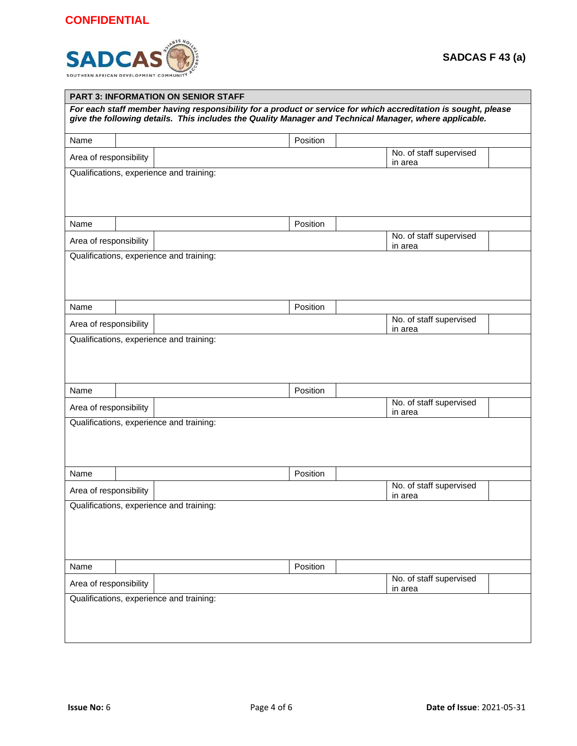**CONFIDENTIAL**

**SADCAS F 43 (a)**

| **PART 3: INFORMATION ON SENIOR STAFF** | | | |
|---|---|---|---|
| ***For each staff member having responsibility for a product or service for which accreditation is sought, please give the following details. This includes the Quality Manager and Technical Manager, where applicable.*** | | | |
| Name | | Position | |
| Area of responsibility | | No. of staff supervised in area | |
| Qualifications, experience and training: | | | |
| Name | | Position | |
| Area of responsibility | | No. of staff supervised in area | |
| Qualifications, experience and training: | | | |
| Name | | Position | |
| Area of responsibility | | No. of staff supervised in area | |
| Qualifications, experience and training: | | | |
| Name | | Position | |
| Area of responsibility | | No. of staff supervised in area | |
| Qualifications, experience and training: | | | |
| Name | | Position | |
| Area of responsibility | | No. of staff supervised in area | |
| Qualifications, experience and training: | | | |
| Name | | Position | |
| Area of responsibility | | No. of staff supervised in area | |
| Qualifications, experience and training: | | | |

**Issue No:** 6

**Date of Issue**: 2021-05-31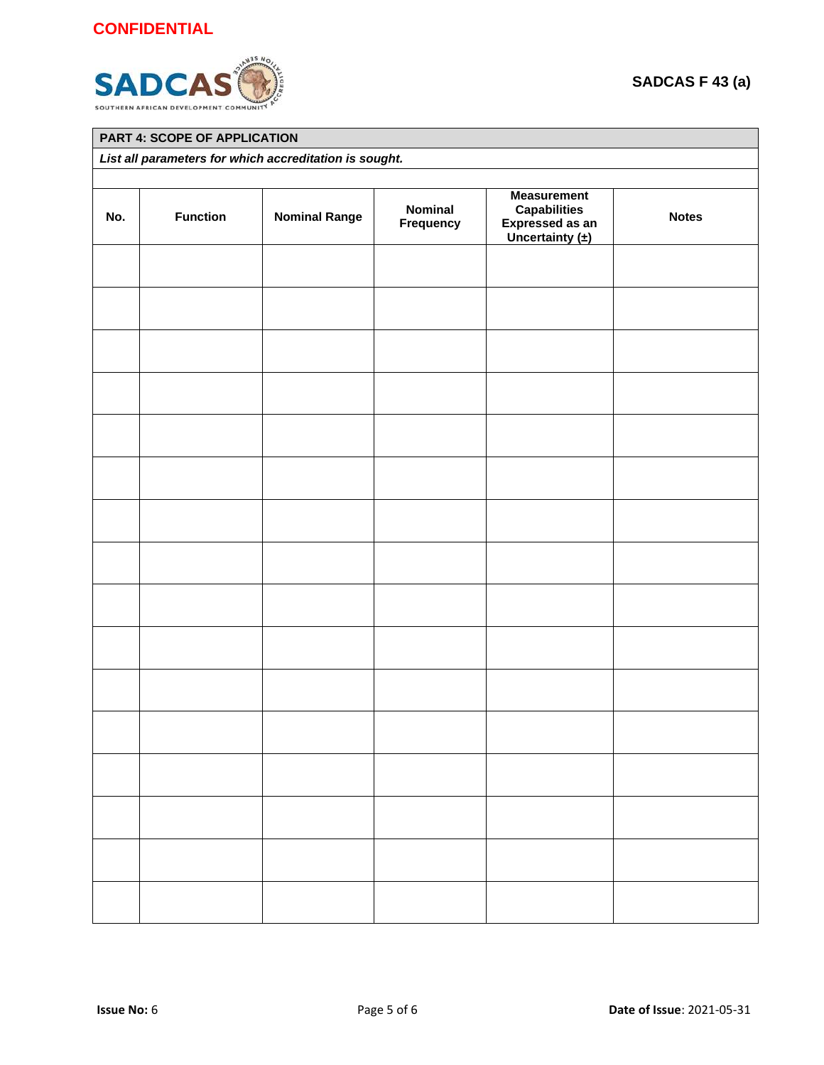**CONFIDENTIAL**

**SADCAS F 43 (a)**

| **PART 4: SCOPE OF APPLICATION** | | | | | |
|---|---|---|---|---|---|
| ***List all parameters for which accreditation is sought.*** | | | | | |
| | | | | | |
| **No.** | **Function** | **Nominal Range** | **Nominal Frequency** | **Measurement Capabilities Expressed as an Uncertainty (±)** | **Notes** |
| | | | | | |
| | | | | | |
| | | | | | |
| | | | | | |
| | | | | | |
| | | | | | |
| | | | | | |
| | | | | | |
| | | | | | |
| | | | | | |
| | | | | | |
| | | | | | |
| | | | | | |
| | | | | | |
| | | | | | |
| | | | | | |

**Issue No:** 6

**Date of Issue**: 2021-05-31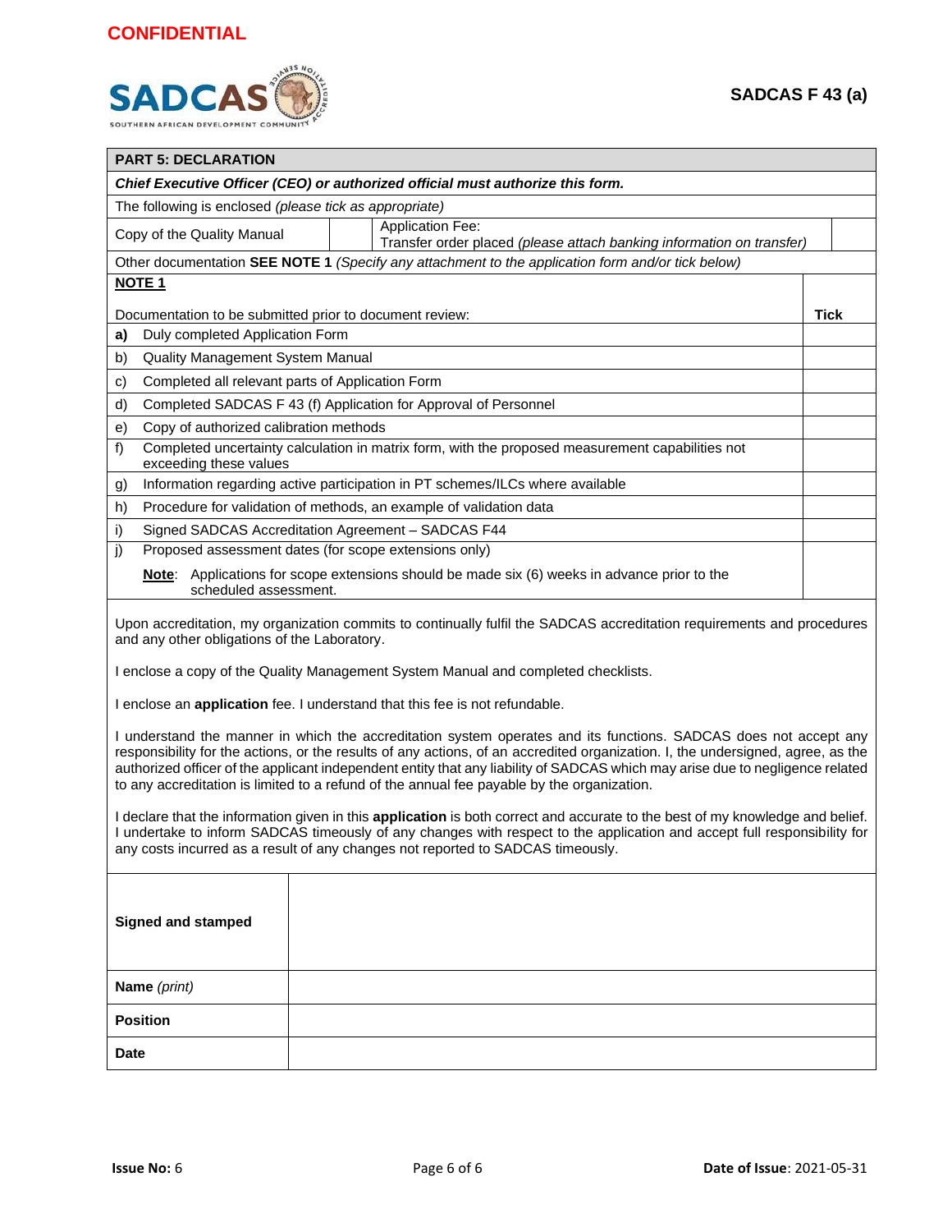CONFIDENTIAL

SADCAS F 43 (a)

## PART 5: DECLARATION

***Chief Executive Officer (CEO) or authorized official must authorize this form.***

The following is enclosed *(please tick as appropriate)*

| | | | |
|---|---|---|---|
| Copy of the Quality Manual | | Application Fee: Transfer order placed *(please attach banking information on transfer)* | |

Other documentation **SEE NOTE 1** *(Specify any attachment to the application form and/or tick below)*

**NOTE 1**

| | Documentation to be submitted prior to document review: | Tick |
|---|---|---|
| **a)** | Duly completed Application Form | |
| b) | Quality Management System Manual | |
| c) | Completed all relevant parts of Application Form | |
| d) | Completed SADCAS F 43 (f) Application for Approval of Personnel | |
| e) | Copy of authorized calibration methods | |
| f) | Completed uncertainty calculation in matrix form, with the proposed measurement capabilities not exceeding these values | |
| g) | Information regarding active participation in PT schemes/ILCs where available | |
| h) | Procedure for validation of methods, an example of validation data | |
| i) | Signed SADCAS Accreditation Agreement – SADCAS F44 | |
| j) | Proposed assessment dates (for scope extensions only)<br>**Note**: Applications for scope extensions should be made six (6) weeks in advance prior to the scheduled assessment. | |

Upon accreditation, my organization commits to continually fulfil the SADCAS accreditation requirements and procedures and any other obligations of the Laboratory.

I enclose a copy of the Quality Management System Manual and completed checklists.

I enclose an **application** fee. I understand that this fee is not refundable.

I understand the manner in which the accreditation system operates and its functions. SADCAS does not accept any responsibility for the actions, or the results of any actions, of an accredited organization. I, the undersigned, agree, as the authorized officer of the applicant independent entity that any liability of SADCAS which may arise due to negligence related to any accreditation is limited to a refund of the annual fee payable by the organization.

I declare that the information given in this **application** is both correct and accurate to the best of my knowledge and belief. I undertake to inform SADCAS timeously of any changes with respect to the application and accept full responsibility for any costs incurred as a result of any changes not reported to SADCAS timeously.

| | |
|---|---|
| **Signed and stamped** | |
| **Name** *(print)* | |
| **Position** | |
| **Date** | |

**Issue No:** 6 **Date of Issue**: 2021-05-31